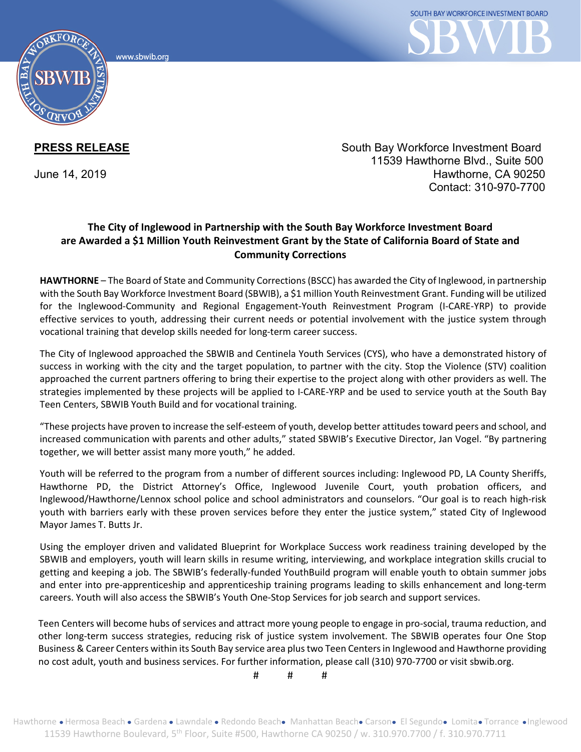www.sbwib.org

SOUTH BAY WORKFORCE INVESTMENT BOARD

**PRESS RELEASE**

June 14, 2019

South Bay Workforce Investment Board
11539 Hawthorne Blvd., Suite 500
Hawthorne, CA 90250
Contact: 310-970-7700

**The City of Inglewood in Partnership with the South Bay Workforce Investment Board are Awarded a $1 Million Youth Reinvestment Grant by the State of California Board of State and Community Corrections**

**HAWTHORNE** – The Board of State and Community Corrections (BSCC) has awarded the City of Inglewood, in partnership with the South Bay Workforce Investment Board (SBWIB), a $1 million Youth Reinvestment Grant. Funding will be utilized for the Inglewood-Community and Regional Engagement-Youth Reinvestment Program (I-CARE-YRP) to provide effective services to youth, addressing their current needs or potential involvement with the justice system through vocational training that develop skills needed for long-term career success.

The City of Inglewood approached the SBWIB and Centinela Youth Services (CYS), who have a demonstrated history of success in working with the city and the target population, to partner with the city. Stop the Violence (STV) coalition approached the current partners offering to bring their expertise to the project along with other providers as well. The strategies implemented by these projects will be applied to I-CARE-YRP and be used to service youth at the South Bay Teen Centers, SBWIB Youth Build and for vocational training.

"These projects have proven to increase the self-esteem of youth, develop better attitudes toward peers and school, and increased communication with parents and other adults," stated SBWIB's Executive Director, Jan Vogel. "By partnering together, we will better assist many more youth," he added.

Youth will be referred to the program from a number of different sources including: Inglewood PD, LA County Sheriffs, Hawthorne PD, the District Attorney's Office, Inglewood Juvenile Court, youth probation officers, and Inglewood/Hawthorne/Lennox school police and school administrators and counselors. "Our goal is to reach high-risk youth with barriers early with these proven services before they enter the justice system," stated City of Inglewood Mayor James T. Butts Jr.

Using the employer driven and validated Blueprint for Workplace Success work readiness training developed by the SBWIB and employers, youth will learn skills in resume writing, interviewing, and workplace integration skills crucial to getting and keeping a job. The SBWIB's federally-funded YouthBuild program will enable youth to obtain summer jobs and enter into pre-apprenticeship and apprenticeship training programs leading to skills enhancement and long-term careers. Youth will also access the SBWIB's Youth One-Stop Services for job search and support services.

Teen Centers will become hubs of services and attract more young people to engage in pro-social, trauma reduction, and other long-term success strategies, reducing risk of justice system involvement. The SBWIB operates four One Stop Business & Career Centers within its South Bay service area plus two Teen Centers in Inglewood and Hawthorne providing no cost adult, youth and business services. For further information, please call (310) 970-7700 or visit sbwib.org.

# # #

Hawthorne • Hermosa Beach • Gardena • Lawndale • Redondo Beach • Manhattan Beach • Carson • El Segundo • Lomita • Torrance • Inglewood
11539 Hawthorne Boulevard, 5th Floor, Suite #500, Hawthorne CA 90250 / w. 310.970.7700 / f. 310.970.7711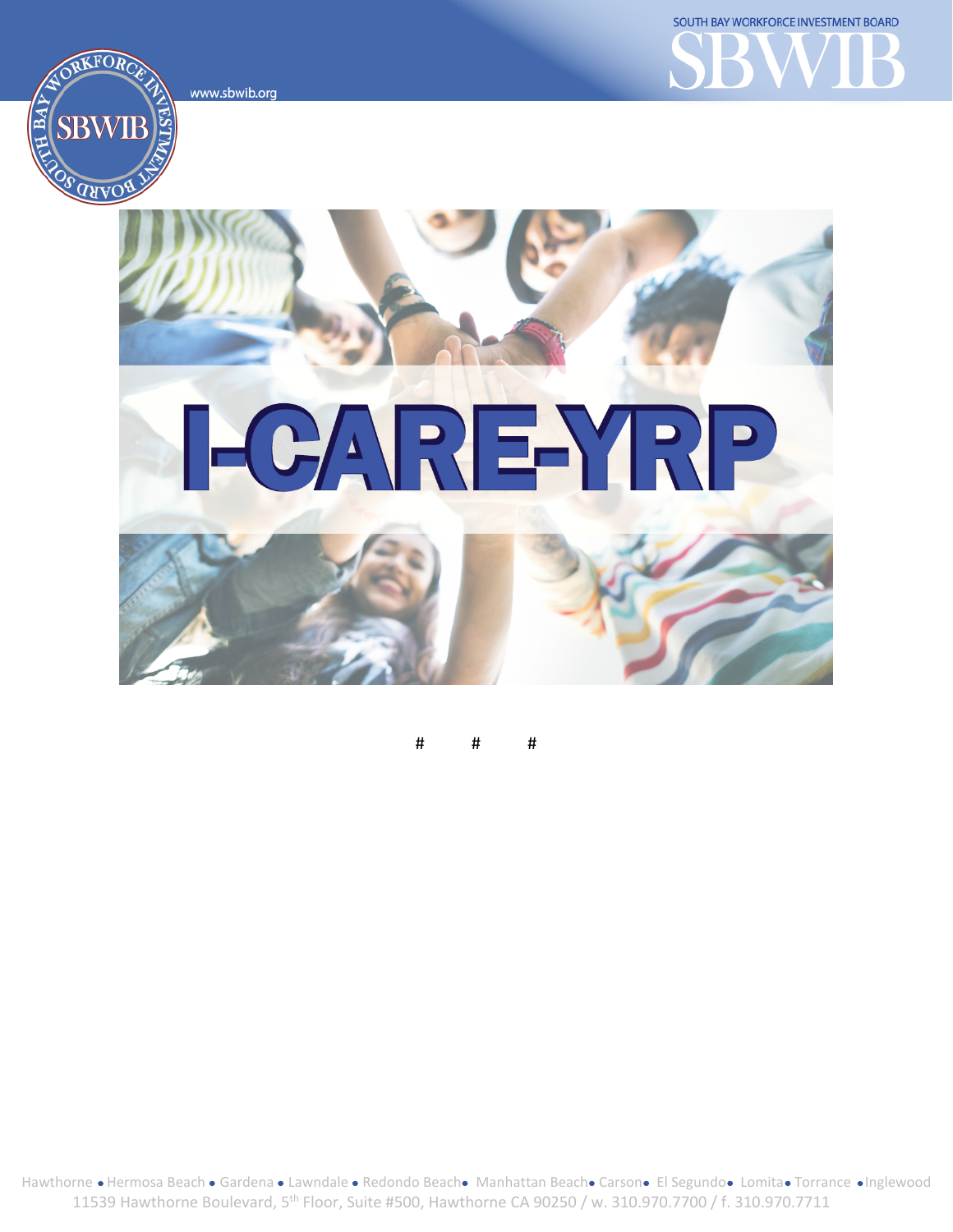I-CARE-YRP

#          #          #